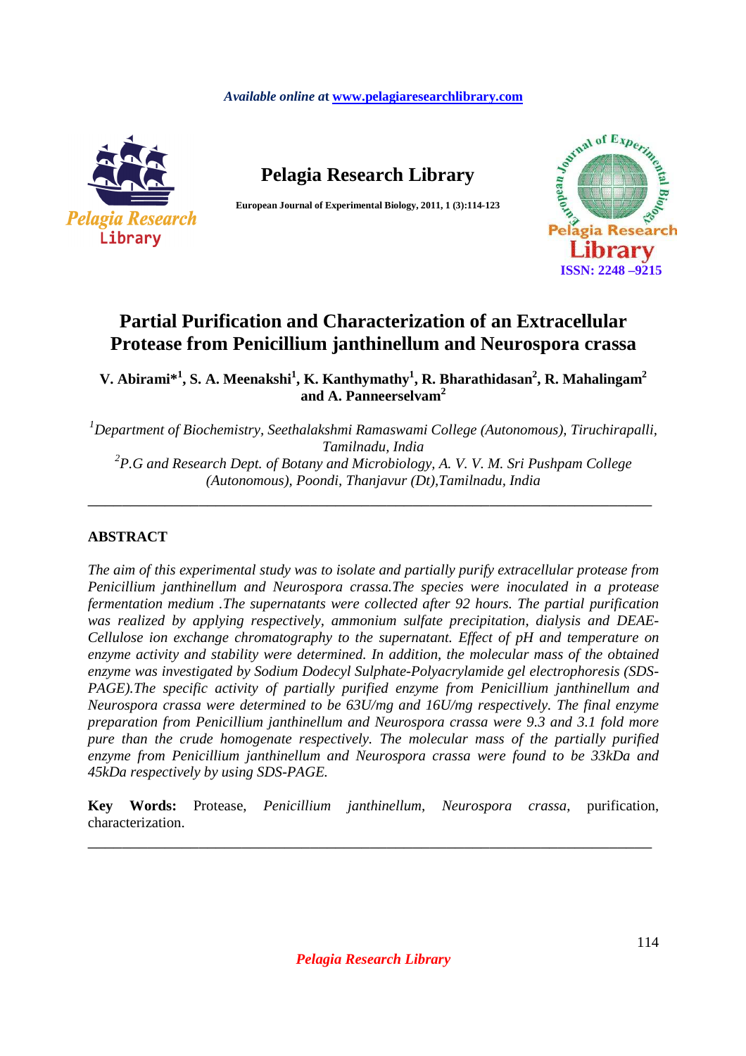# Partial Purification and Characterization of an Extracellular Protease from Penicillium janthinellum and Neurospora crassa

**V. Abirami*[1], S. A. Meenakshi[1], K. Kanthymathy[1], R. Bharathidasan[2], R. Mahalingam[2] and A. Panneerselvam[2]**

*[1]Department of Biochemistry, Seethalakshmi Ramaswami College (Autonomous), Tiruchirapalli, Tamilnadu, India*

*[2]P.G and Research Dept. of Botany and Microbiology, A. V. V. M. Sri Pushpam College (Autonomous), Poondi, Thanjavur (Dt),Tamilnadu, India*

---

## ABSTRACT

*The aim of this experimental study was to isolate and partially purify extracellular protease from Penicillium janthinellum and Neurospora crassa.The species were inoculated in a protease fermentation medium .The supernatants were collected after 92 hours. The partial purification was realized by applying respectively, ammonium sulfate precipitation, dialysis and DEAE-Cellulose ion exchange chromatography to the supernatant. Effect of pH and temperature on enzyme activity and stability were determined. In addition, the molecular mass of the obtained enzyme was investigated by Sodium Dodecyl Sulphate-Polyacrylamide gel electrophoresis (SDS-PAGE).The specific activity of partially purified enzyme from Penicillium janthinellum and Neurospora crassa were determined to be 63U/mg and 16U/mg respectively. The final enzyme preparation from Penicillium janthinellum and Neurospora crassa were 9.3 and 3.1 fold more pure than the crude homogenate respectively. The molecular mass of the partially purified enzyme from Penicillium janthinellum and Neurospora crassa were found to be 33kDa and 45kDa respectively by using SDS-PAGE.*

**Key Words:** Protease, *Penicillium janthinellum*, *Neurospora crassa*, purification, characterization.

---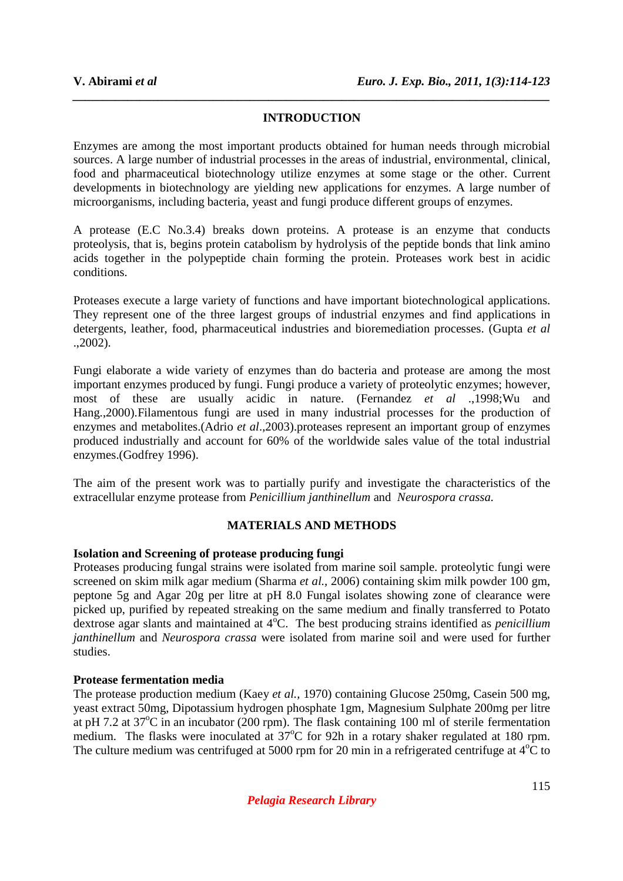## INTRODUCTION

Enzymes are among the most important products obtained for human needs through microbial sources. A large number of industrial processes in the areas of industrial, environmental, clinical, food and pharmaceutical biotechnology utilize enzymes at some stage or the other. Current developments in biotechnology are yielding new applications for enzymes. A large number of microorganisms, including bacteria, yeast and fungi produce different groups of enzymes.

A protease (E.C No.3.4) breaks down proteins. A protease is an enzyme that conducts proteolysis, that is, begins protein catabolism by hydrolysis of the peptide bonds that link amino acids together in the polypeptide chain forming the protein. Proteases work best in acidic conditions.

Proteases execute a large variety of functions and have important biotechnological applications. They represent one of the three largest groups of industrial enzymes and find applications in detergents, leather, food, pharmaceutical industries and bioremediation processes. (Gupta *et al* .,2002).

Fungi elaborate a wide variety of enzymes than do bacteria and protease are among the most important enzymes produced by fungi. Fungi produce a variety of proteolytic enzymes; however, most of these are usually acidic in nature. (Fernandez *et al* .,1998;Wu and Hang.,2000).Filamentous fungi are used in many industrial processes for the production of enzymes and metabolites.(Adrio *et al*.,2003).proteases represent an important group of enzymes produced industrially and account for 60% of the worldwide sales value of the total industrial enzymes.(Godfrey 1996).

The aim of the present work was to partially purify and investigate the characteristics of the extracellular enzyme protease from *Penicillium janthinellum* and *Neurospora crassa.*

## MATERIALS AND METHODS

### Isolation and Screening of protease producing fungi

Proteases producing fungal strains were isolated from marine soil sample. proteolytic fungi were screened on skim milk agar medium (Sharma *et al.*, 2006) containing skim milk powder 100 gm, peptone 5g and Agar 20g per litre at pH 8.0 Fungal isolates showing zone of clearance were picked up, purified by repeated streaking on the same medium and finally transferred to Potato dextrose agar slants and maintained at $4^{o}$C. The best producing strains identified as *penicillium janthinellum* and *Neurospora crassa* were isolated from marine soil and were used for further studies.

### Protease fermentation media

The protease production medium (Kaey *et al.*, 1970) containing Glucose 250mg, Casein 500 mg, yeast extract 50mg, Dipotassium hydrogen phosphate 1gm, Magnesium Sulphate 200mg per litre at pH 7.2 at $37^{o}$C in an incubator (200 rpm). The flask containing 100 ml of sterile fermentation medium. The flasks were inoculated at $37^{o}$C for 92h in a rotary shaker regulated at 180 rpm. The culture medium was centrifuged at 5000 rpm for 20 min in a refrigerated centrifuge at $4^{o}$C to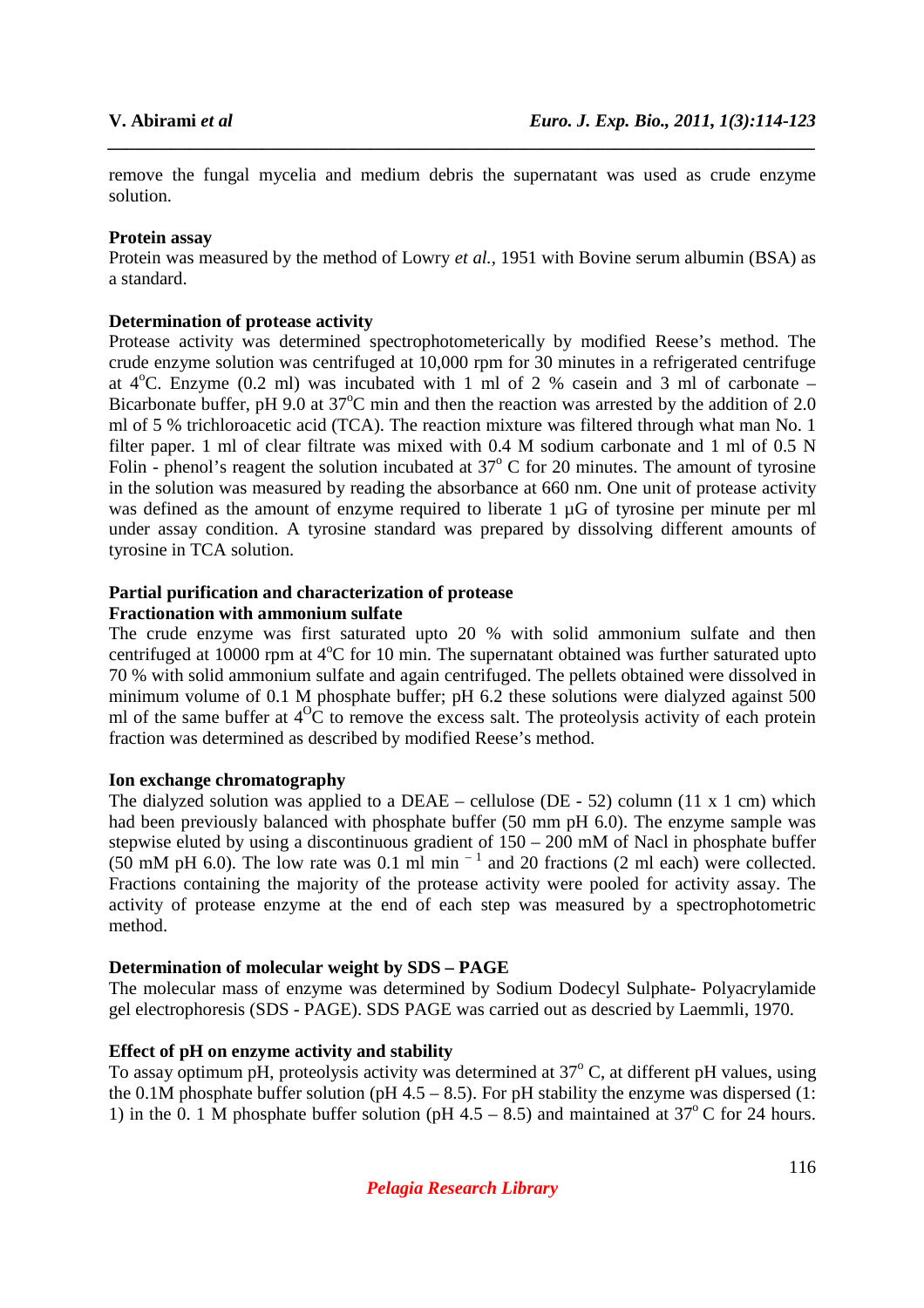remove the fungal mycelia and medium debris the supernatant was used as crude enzyme solution.

**Protein assay**

Protein was measured by the method of Lowry *et al.*, 1951 with Bovine serum albumin (BSA) as a standard.

**Determination of protease activity**

Protease activity was determined spectrophotometerically by modified Reese's method. The crude enzyme solution was centrifuged at 10,000 rpm for 30 minutes in a refrigerated centrifuge at $4^{o}C$. Enzyme (0.2 ml) was incubated with 1 ml of 2 % casein and 3 ml of carbonate – Bicarbonate buffer, pH 9.0 at $37^{o}C$ min and then the reaction was arrested by the addition of 2.0 ml of 5 % trichloroacetic acid (TCA). The reaction mixture was filtered through what man No. 1 filter paper. 1 ml of clear filtrate was mixed with 0.4 M sodium carbonate and 1 ml of 0.5 N Folin - phenol's reagent the solution incubated at $37^{o}$ C for 20 minutes. The amount of tyrosine in the solution was measured by reading the absorbance at 660 nm. One unit of protease activity was defined as the amount of enzyme required to liberate 1 µG of tyrosine per minute per ml under assay condition. A tyrosine standard was prepared by dissolving different amounts of tyrosine in TCA solution.

**Partial purification and characterization of protease**

**Fractionation with ammonium sulfate**

The crude enzyme was first saturated upto 20 % with solid ammonium sulfate and then centrifuged at 10000 rpm at $4^{o}C$ for 10 min. The supernatant obtained was further saturated upto 70 % with solid ammonium sulfate and again centrifuged. The pellets obtained were dissolved in minimum volume of 0.1 M phosphate buffer; pH 6.2 these solutions were dialyzed against 500 ml of the same buffer at $4^{O}C$ to remove the excess salt. The proteolysis activity of each protein fraction was determined as described by modified Reese's method.

**Ion exchange chromatography**

The dialyzed solution was applied to a DEAE – cellulose (DE - 52) column (11 x 1 cm) which had been previously balanced with phosphate buffer (50 mm pH 6.0). The enzyme sample was stepwise eluted by using a discontinuous gradient of 150 – 200 mM of Nacl in phosphate buffer (50 mM pH 6.0). The low rate was 0.1 ml $min^{-1}$ and 20 fractions (2 ml each) were collected. Fractions containing the majority of the protease activity were pooled for activity assay. The activity of protease enzyme at the end of each step was measured by a spectrophotometric method.

**Determination of molecular weight by SDS – PAGE**

The molecular mass of enzyme was determined by Sodium Dodecyl Sulphate- Polyacrylamide gel electrophoresis (SDS - PAGE). SDS PAGE was carried out as descried by Laemmli, 1970.

**Effect of pH on enzyme activity and stability**

To assay optimum pH, proteolysis activity was determined at $37^{o}$ C, at different pH values, using the 0.1M phosphate buffer solution (pH 4.5 – 8.5). For pH stability the enzyme was dispersed (1: 1) in the 0. 1 M phosphate buffer solution (pH 4.5 – 8.5) and maintained at $37^{o}$ C for 24 hours.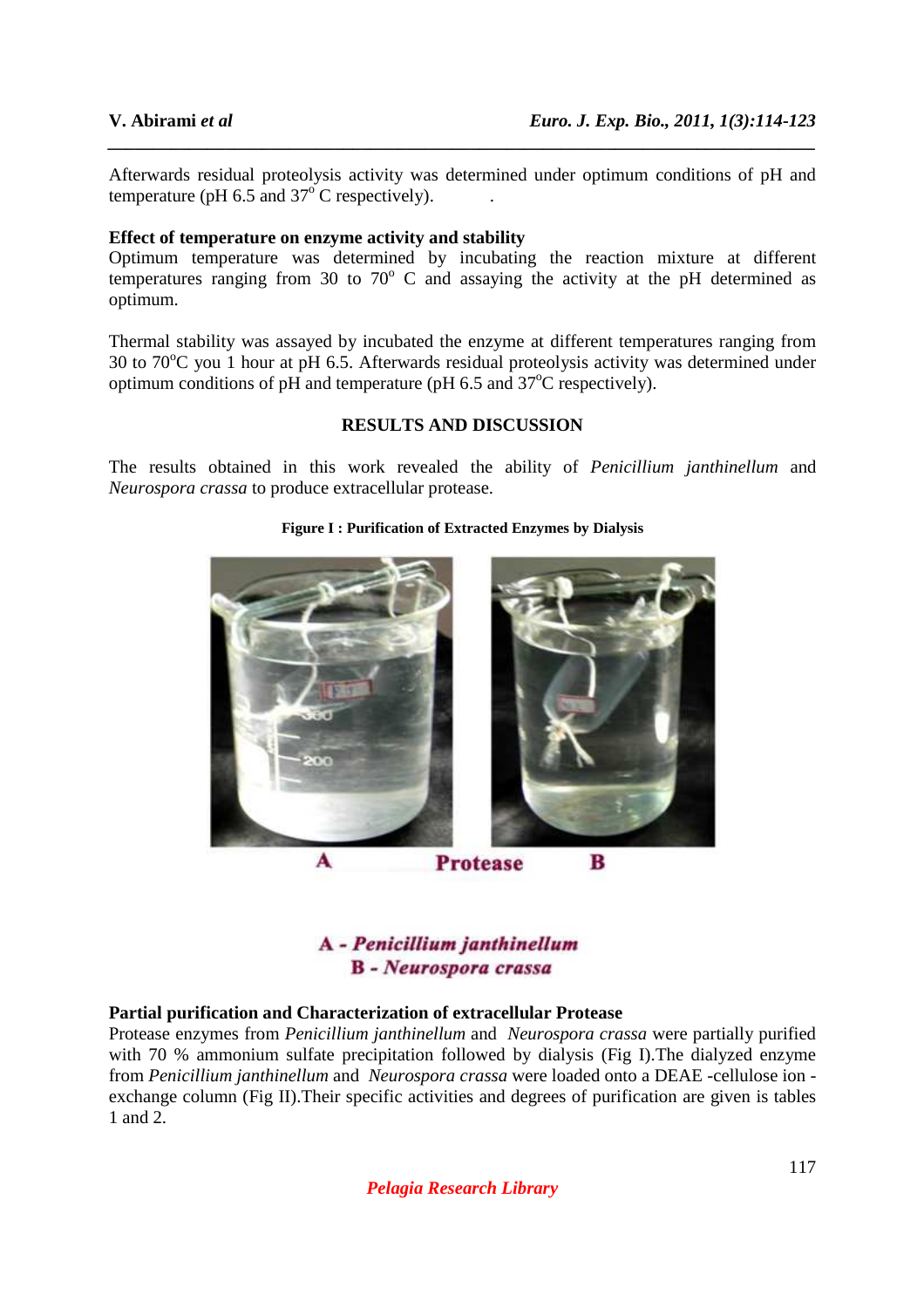Afterwards residual proteolysis activity was determined under optimum conditions of pH and temperature (pH 6.5 and 37° C respectively).

**Effect of temperature on enzyme activity and stability**

Optimum temperature was determined by incubating the reaction mixture at different temperatures ranging from 30 to 70° C and assaying the activity at the pH determined as optimum.

Thermal stability was assayed by incubated the enzyme at different temperatures ranging from 30 to 70°C you 1 hour at pH 6.5. Afterwards residual proteolysis activity was determined under optimum conditions of pH and temperature (pH 6.5 and 37°C respectively).

## RESULTS AND DISCUSSION

The results obtained in this work revealed the ability of *Penicillium janthinellum* and *Neurospora crassa* to produce extracellular protease.

**Figure I : Purification of Extracted Enzymes by Dialysis**

A Protease B

A - *Penicillium janthinellum*
B - *Neurospora crassa*

**Partial purification and Characterization of extracellular Protease**

Protease enzymes from *Penicillium janthinellum* and *Neurospora crassa* were partially purified with 70 % ammonium sulfate precipitation followed by dialysis (Fig I).The dialyzed enzyme from *Penicillium janthinellum* and *Neurospora crassa* were loaded onto a DEAE -cellulose ion - exchange column (Fig II).Their specific activities and degrees of purification are given is tables 1 and 2.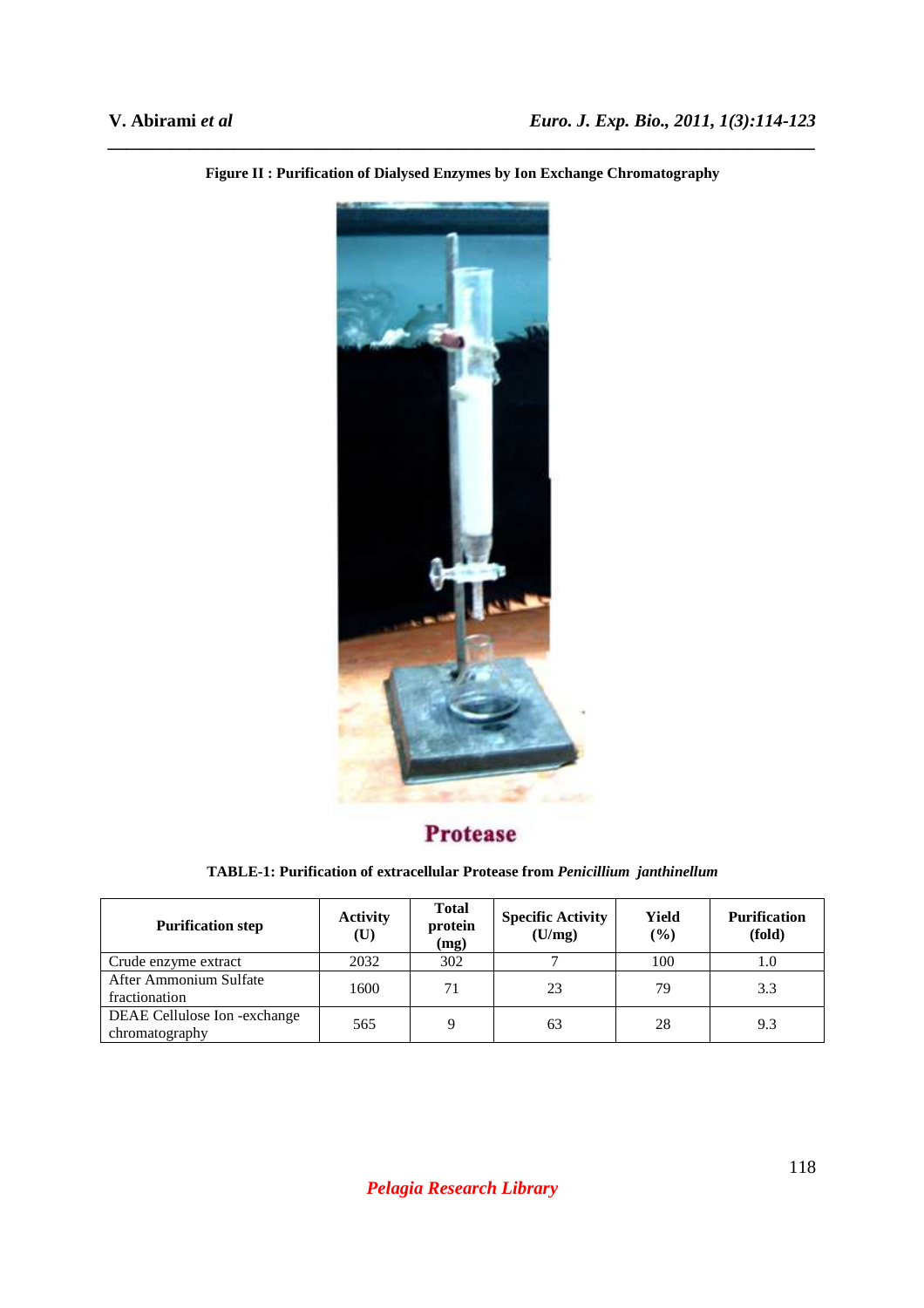**Figure II : Purification of Dialysed Enzymes by Ion Exchange Chromatography**

**Protease**

**TABLE-1: Purification of extracellular Protease from *Penicillium janthinellum***

| Purification step | Activity (U) | Total protein (mg) | Specific Activity (U/mg) | Yield (%) | Purification (fold) |
|---|---|---|---|---|---|
| Crude enzyme extract | 2032 | 302 | 7 | 100 | 1.0 |
| After Ammonium Sulfate fractionation | 1600 | 71 | 23 | 79 | 3.3 |
| DEAE Cellulose Ion -exchange chromatography | 565 | 9 | 63 | 28 | 9.3 |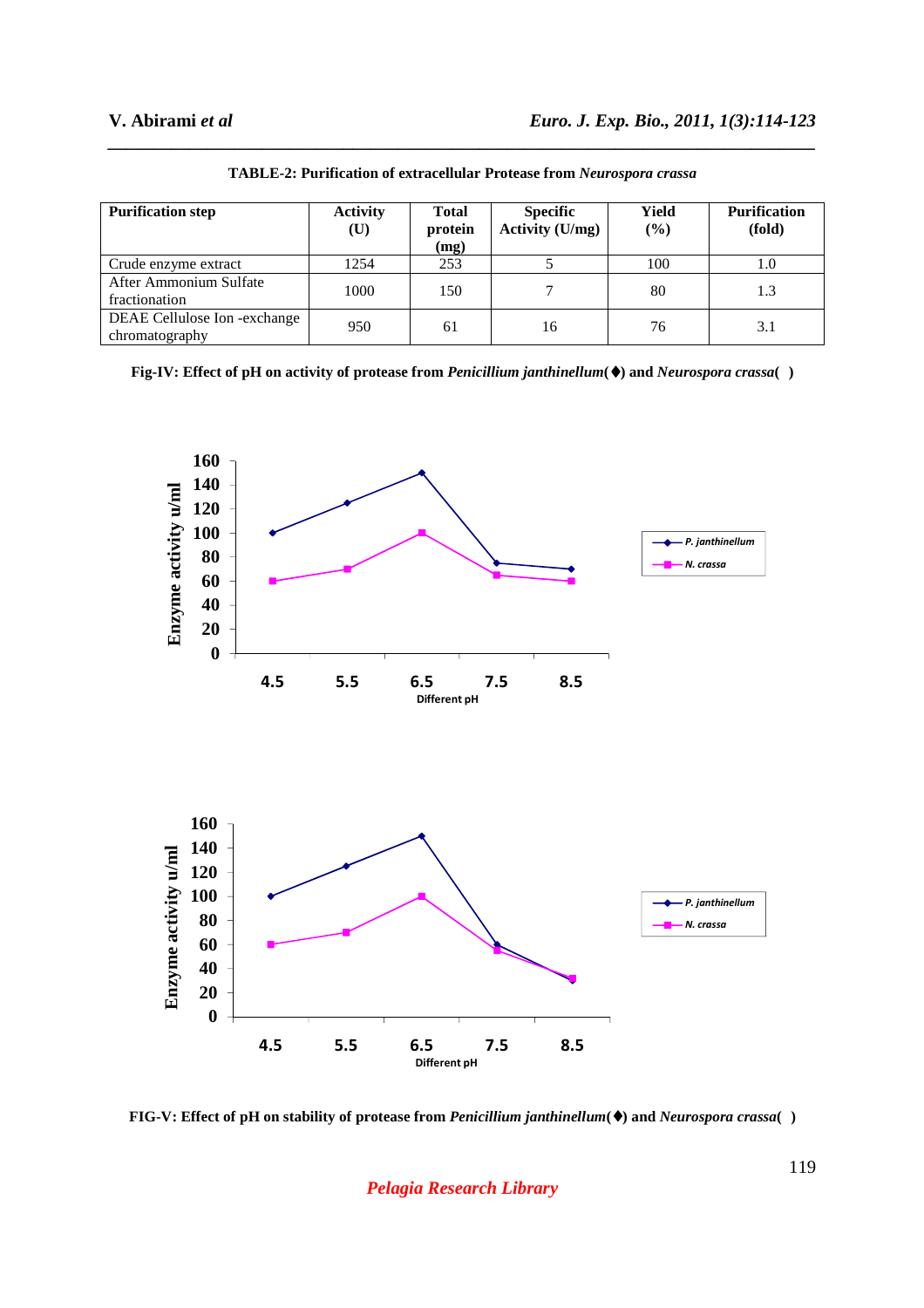**TABLE-2: Purification of extracellular Protease from *Neurospora crassa***

| Purification step | Activity (U) | Total protein (mg) | Specific Activity (U/mg) | Yield (%) | Purification (fold) |
|---|---|---|---|---|---|
| Crude enzyme extract | 1254 | 253 | 5 | 100 | 1.0 |
| After Ammonium Sulfate fractionation | 1000 | 150 | 7 | 80 | 1.3 |
| DEAE Cellulose Ion -exchange chromatography | 950 | 61 | 16 | 76 | 3.1 |

**Fig-IV: Effect of pH on activity of protease from *Penicillium janthinellum*(♦) and *Neurospora crassa*( )**

**FIG-V: Effect of pH on stability of protease from *Penicillium janthinellum*(♦) and *Neurospora crassa*( )**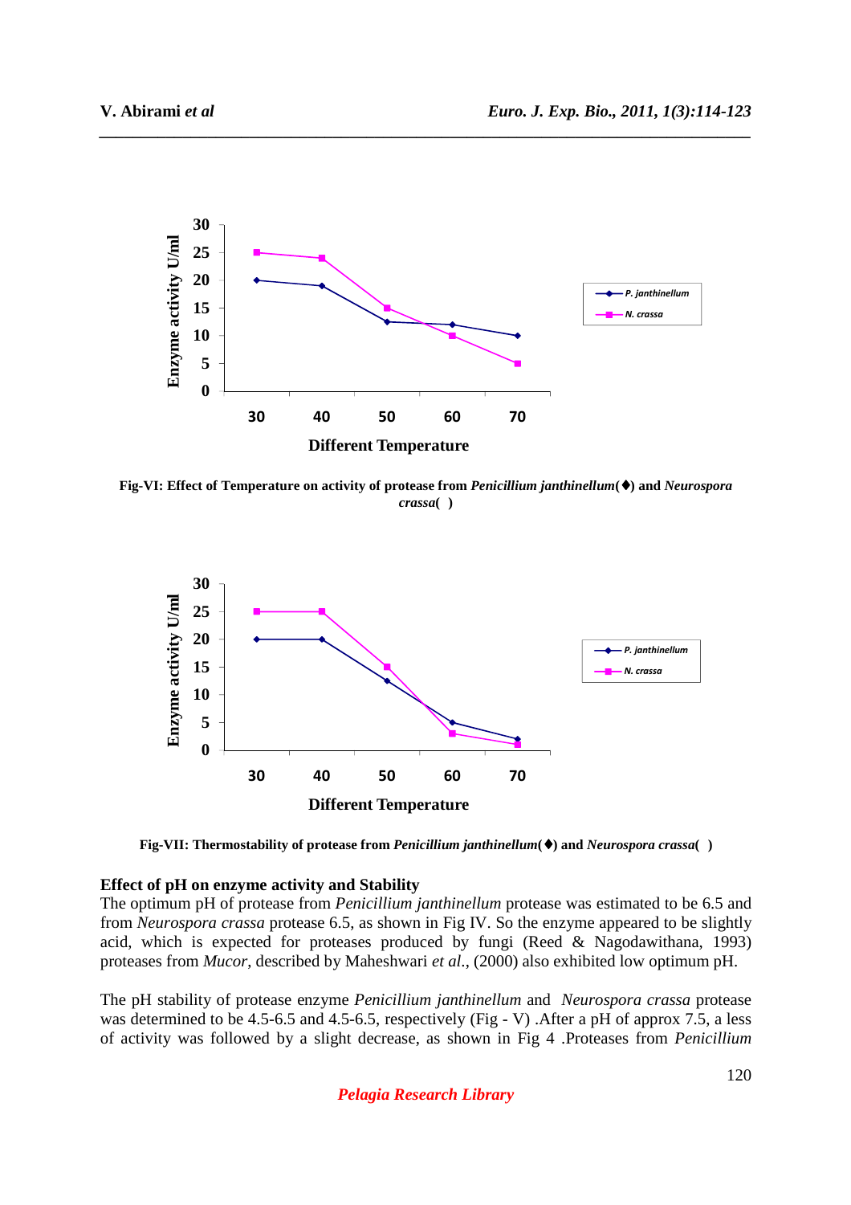Fig-VI: Effect of Temperature on activity of protease from *Penicillium janthinellum*(♦) and *Neurospora crassa*( )

Fig-VII: Thermostability of protease from *Penicillium janthinellum*(♦) and *Neurospora crassa*( )

**Effect of pH on enzyme activity and Stability**

The optimum pH of protease from *Penicillium janthinellum* protease was estimated to be 6.5 and from *Neurospora crassa* protease 6.5, as shown in Fig IV. So the enzyme appeared to be slightly acid, which is expected for proteases produced by fungi (Reed & Nagodawithana, 1993) proteases from *Mucor*, described by Maheshwari *et al*., (2000) also exhibited low optimum pH.

The pH stability of protease enzyme *Penicillium janthinellum* and *Neurospora crassa* protease was determined to be 4.5-6.5 and 4.5-6.5, respectively (Fig - V) .After a pH of approx 7.5, a less of activity was followed by a slight decrease, as shown in Fig 4 .Proteases from *Penicillium*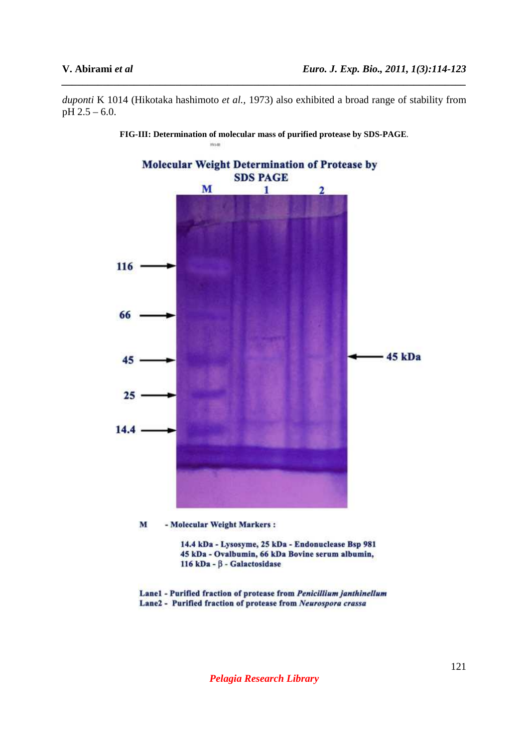*duponti* K 1014 (Hikotaka hashimoto *et al.*, 1973) also exhibited a broad range of stability from pH 2.5 – 6.0.

**FIG-III: Determination of molecular mass of purified protease by SDS-PAGE**.

**Molecular Weight Determination of Protease by SDS PAGE**

M 1 2

116, 66, 45, 25, 14.4

45 kDa

**M - Molecular Weight Markers :**

**14.4 kDa - Lysozyme, 25 kDa - Endonuclease Bsp 981**
**45 kDa - Ovalbumin, 66 kDa Bovine serum albumin,**
**116 kDa - β - Galactosidase**

**Lane1 - Purified fraction of protease from *Penicillium janthinellum***
**Lane2 - Purified fraction of protease from *Neurospora crassa***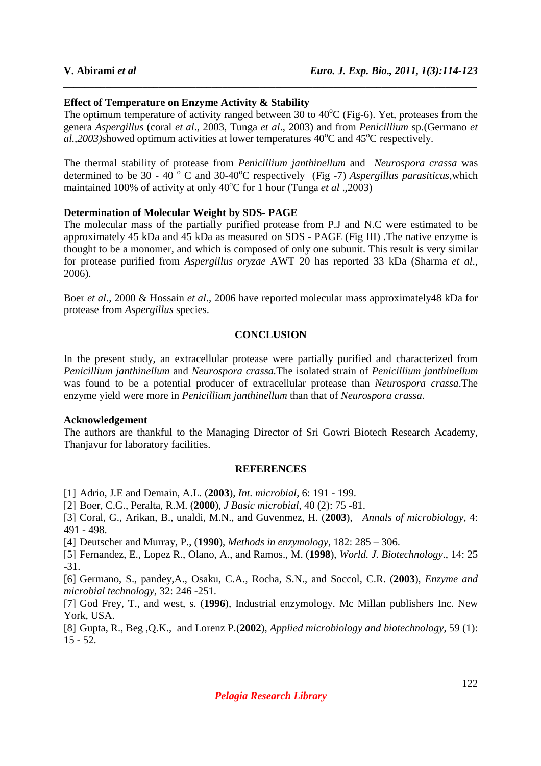**Effect of Temperature on Enzyme Activity & Stability**

The optimum temperature of activity ranged between 30 to 40°C (Fig-6). Yet, proteases from the genera *Aspergillus* (coral *et al*., 2003, Tunga *et al*., 2003) and from *Penicillium* sp.(Germano *et al.,2003)*showed optimum activities at lower temperatures 40°C and 45°C respectively.

The thermal stability of protease from *Penicillium janthinellum* and *Neurospora crassa* was determined to be 30 - 40 ° C and 30-40°C respectively (Fig -7) *Aspergillus parasiticus,*which maintained 100% of activity at only 40°C for 1 hour (Tunga *et al* .,2003)

**Determination of Molecular Weight by SDS- PAGE**

The molecular mass of the partially purified protease from P.J and N.C were estimated to be approximately 45 kDa and 45 kDa as measured on SDS - PAGE (Fig III) .The native enzyme is thought to be a monomer, and which is composed of only one subunit. This result is very similar for protease purified from *Aspergillus oryzae* AWT 20 has reported 33 kDa (Sharma *et al.,* 2006).

Boer *et al*., 2000 & Hossain *et al*., 2006 have reported molecular mass approximately48 kDa for protease from *Aspergillus* species.

## CONCLUSION

In the present study, an extracellular protease were partially purified and characterized from *Penicillium janthinellum* and *Neurospora crassa.*The isolated strain of *Penicillium janthinellum* was found to be a potential producer of extracellular protease than *Neurospora crassa*.The enzyme yield were more in *Penicillium janthinellum* than that of *Neurospora crassa*.

**Acknowledgement**

The authors are thankful to the Managing Director of Sri Gowri Biotech Research Academy, Thanjavur for laboratory facilities.

## REFERENCES

[1] Adrio, J.E and Demain, A.L. (**2003**), *Int. microbial*, 6: 191 - 199.

[2] Boer, C.G., Peralta, R.M. (**2000**), *J Basic microbial*, 40 (2): 75 -81.

[3] Coral, G., Arikan, B., unaldi, M.N., and Guvenmez, H. (**2003**), *Annals of microbiology*, 4: 491 - 498.

[4] Deutscher and Murray, P., (**1990**), *Methods in enzymology*, 182: 285 – 306.

[5] Fernandez, E., Lopez R., Olano, A., and Ramos., M. (**1998**), *World. J. Biotechnology.*, 14: 25 -31.

[6] Germano, S., pandey,A., Osaku, C.A., Rocha, S.N., and Soccol, C.R. (**2003**), *Enzyme and microbial technology*, 32: 246 -251.

[7] God Frey, T., and west, s. (**1996**), Industrial enzymology. Mc Millan publishers Inc. New York, USA.

[8] Gupta, R., Beg ,Q.K., and Lorenz P.(**2002**), *Applied microbiology and biotechnology*, 59 (1): 15 - 52.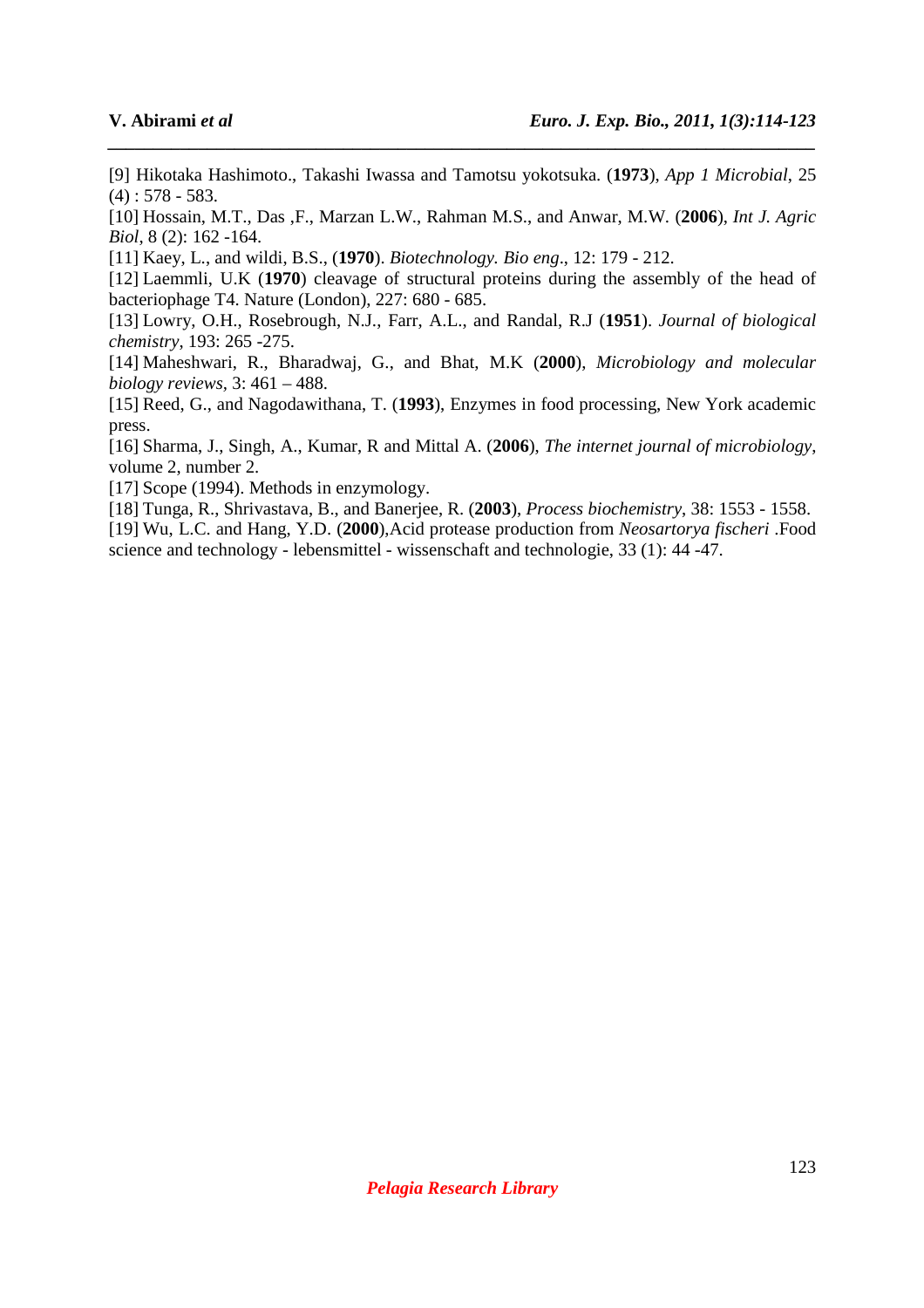[9] Hikotaka Hashimoto., Takashi Iwassa and Tamotsu yokotsuka. (**1973**), *App 1 Microbial*, 25 (4) : 578 - 583.

[10] Hossain, M.T., Das ,F., Marzan L.W., Rahman M.S., and Anwar, M.W. (**2006**), *Int J. Agric Biol*, 8 (2): 162 -164.

[11] Kaey, L., and wildi, B.S., (**1970**). *Biotechnology. Bio eng*., 12: 179 - 212.

[12] Laemmli, U.K (**1970**) cleavage of structural proteins during the assembly of the head of bacteriophage T4. Nature (London), 227: 680 - 685.

[13] Lowry, O.H., Rosebrough, N.J., Farr, A.L., and Randal, R.J (**1951**). *Journal of biological chemistry*, 193: 265 -275.

[14] Maheshwari, R., Bharadwaj, G., and Bhat, M.K (**2000**), *Microbiology and molecular biology reviews*, 3: 461 – 488.

[15] Reed, G., and Nagodawithana, T. (**1993**), Enzymes in food processing, New York academic press.

[16] Sharma, J., Singh, A., Kumar, R and Mittal A. (**2006**), *The internet journal of microbiology*, volume 2, number 2.

[17] Scope (1994). Methods in enzymology.

[18] Tunga, R., Shrivastava, B., and Banerjee, R. (**2003**), *Process biochemistry*, 38: 1553 - 1558.

[19] Wu, L.C. and Hang, Y.D. (**2000**),Acid protease production from *Neosartorya fischeri* .Food science and technology - lebensmittel - wissenschaft and technologie, 33 (1): 44 -47.